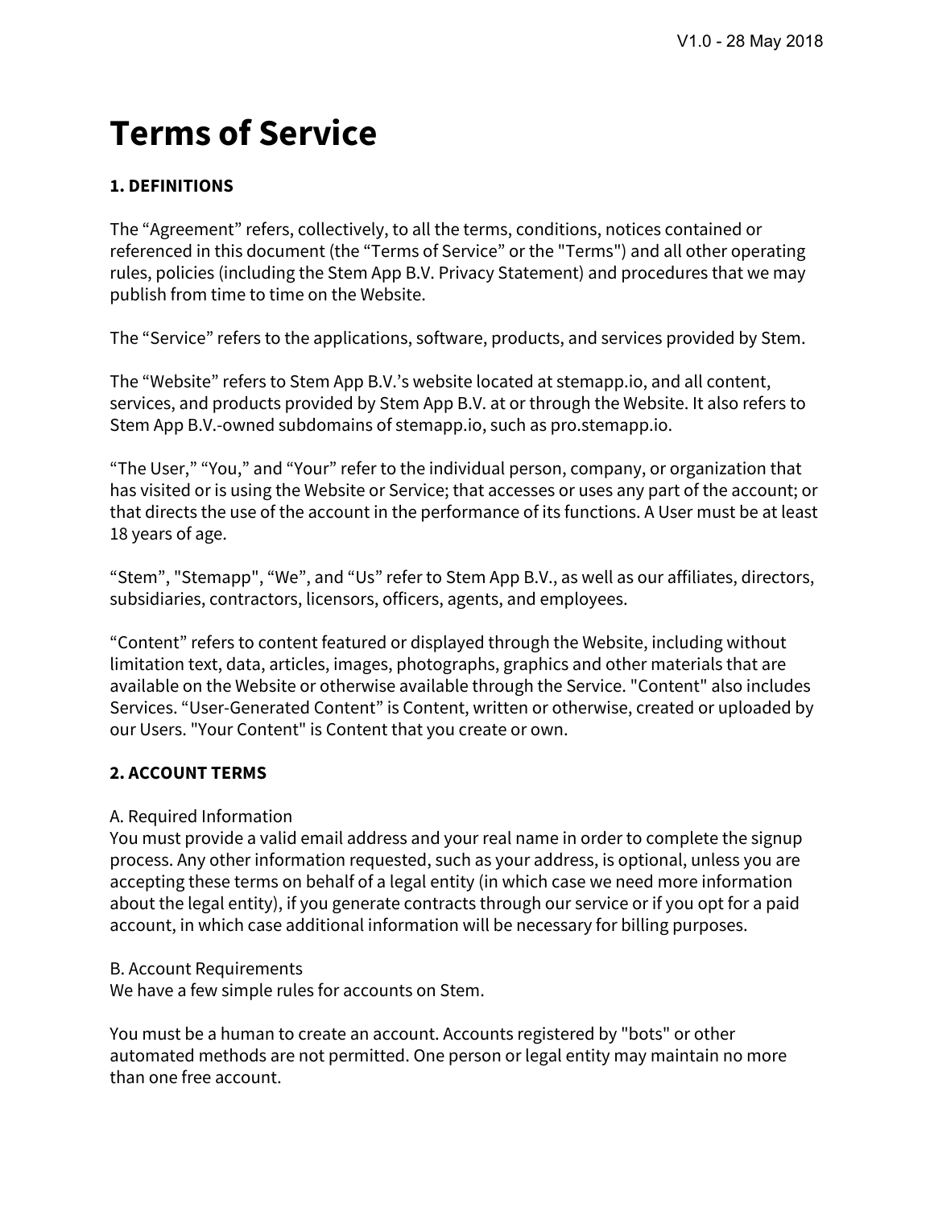V1.0 - 28 May 2018

# Terms of Service

## 1. DEFINITIONS

The "Agreement" refers, collectively, to all the terms, conditions, notices contained or referenced in this document (the "Terms of Service" or the "Terms") and all other operating rules, policies (including the Stem App B.V. Privacy Statement) and procedures that we may publish from time to time on the Website.

The "Service" refers to the applications, software, products, and services provided by Stem.

The "Website" refers to Stem App B.V.'s website located at stemapp.io, and all content, services, and products provided by Stem App B.V. at or through the Website. It also refers to Stem App B.V.-owned subdomains of stemapp.io, such as pro.stemapp.io.

"The User," "You," and "Your" refer to the individual person, company, or organization that has visited or is using the Website or Service; that accesses or uses any part of the account; or that directs the use of the account in the performance of its functions. A User must be at least 18 years of age.

"Stem", "Stemapp", "We", and "Us" refer to Stem App B.V., as well as our affiliates, directors, subsidiaries, contractors, licensors, officers, agents, and employees.

"Content" refers to content featured or displayed through the Website, including without limitation text, data, articles, images, photographs, graphics and other materials that are available on the Website or otherwise available through the Service. "Content" also includes Services. "User-Generated Content" is Content, written or otherwise, created or uploaded by our Users. "Your Content" is Content that you create or own.

## 2. ACCOUNT TERMS

A. Required Information
You must provide a valid email address and your real name in order to complete the signup process. Any other information requested, such as your address, is optional, unless you are accepting these terms on behalf of a legal entity (in which case we need more information about the legal entity), if you generate contracts through our service or if you opt for a paid account, in which case additional information will be necessary for billing purposes.

B. Account Requirements
We have a few simple rules for accounts on Stem.

You must be a human to create an account. Accounts registered by "bots" or other automated methods are not permitted. One person or legal entity may maintain no more than one free account.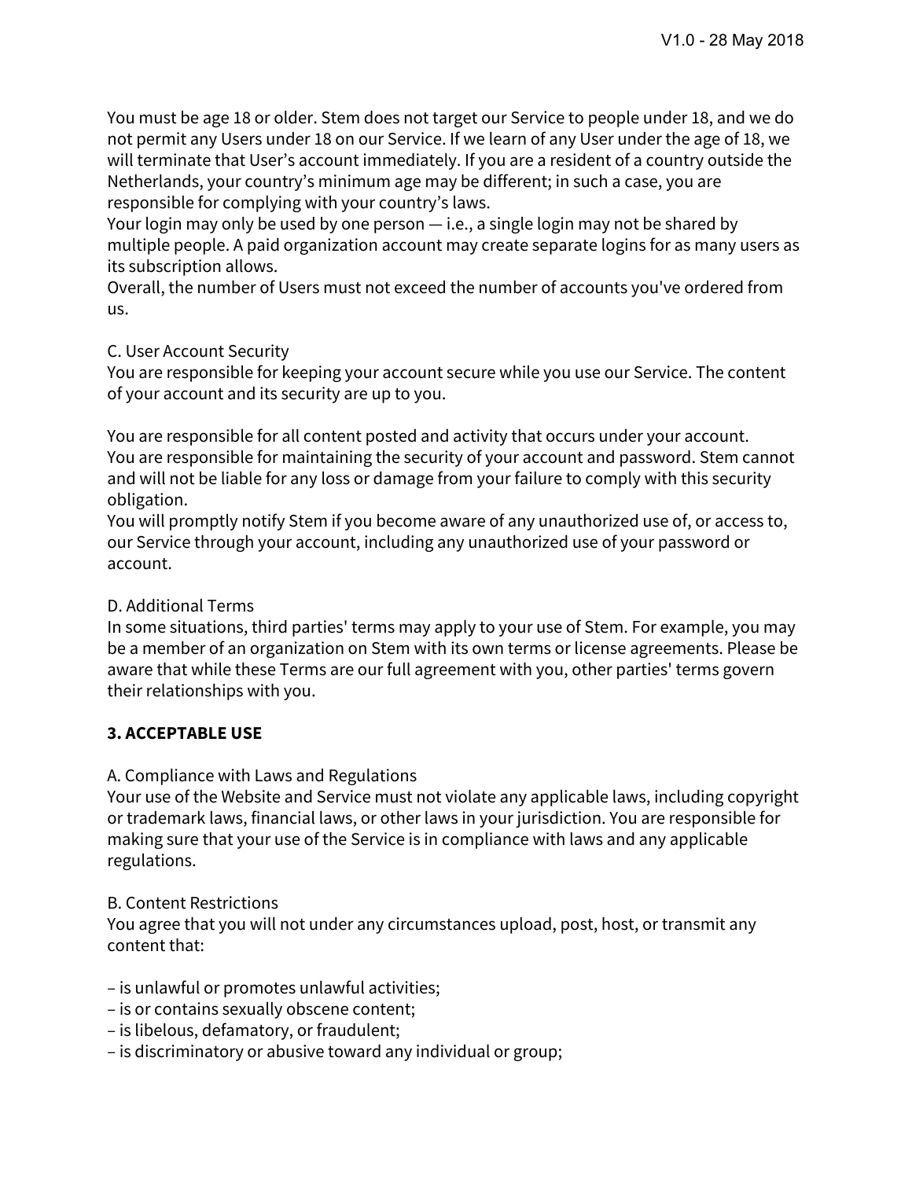You must be age 18 or older. Stem does not target our Service to people under 18, and we do not permit any Users under 18 on our Service. If we learn of any User under the age of 18, we will terminate that User's account immediately. If you are a resident of a country outside the Netherlands, your country's minimum age may be different; in such a case, you are responsible for complying with your country's laws.
Your login may only be used by one person — i.e., a single login may not be shared by multiple people. A paid organization account may create separate logins for as many users as its subscription allows.
Overall, the number of Users must not exceed the number of accounts you've ordered from us.

C. User Account Security
You are responsible for keeping your account secure while you use our Service. The content of your account and its security are up to you.

You are responsible for all content posted and activity that occurs under your account.
You are responsible for maintaining the security of your account and password. Stem cannot and will not be liable for any loss or damage from your failure to comply with this security obligation.
You will promptly notify Stem if you become aware of any unauthorized use of, or access to, our Service through your account, including any unauthorized use of your password or account.

D. Additional Terms
In some situations, third parties' terms may apply to your use of Stem. For example, you may be a member of an organization on Stem with its own terms or license agreements. Please be aware that while these Terms are our full agreement with you, other parties' terms govern their relationships with you.

**3. ACCEPTABLE USE**

A. Compliance with Laws and Regulations
Your use of the Website and Service must not violate any applicable laws, including copyright or trademark laws, financial laws, or other laws in your jurisdiction. You are responsible for making sure that your use of the Service is in compliance with laws and any applicable regulations.

B. Content Restrictions
You agree that you will not under any circumstances upload, post, host, or transmit any content that:

– is unlawful or promotes unlawful activities;
– is or contains sexually obscene content;
– is libelous, defamatory, or fraudulent;
– is discriminatory or abusive toward any individual or group;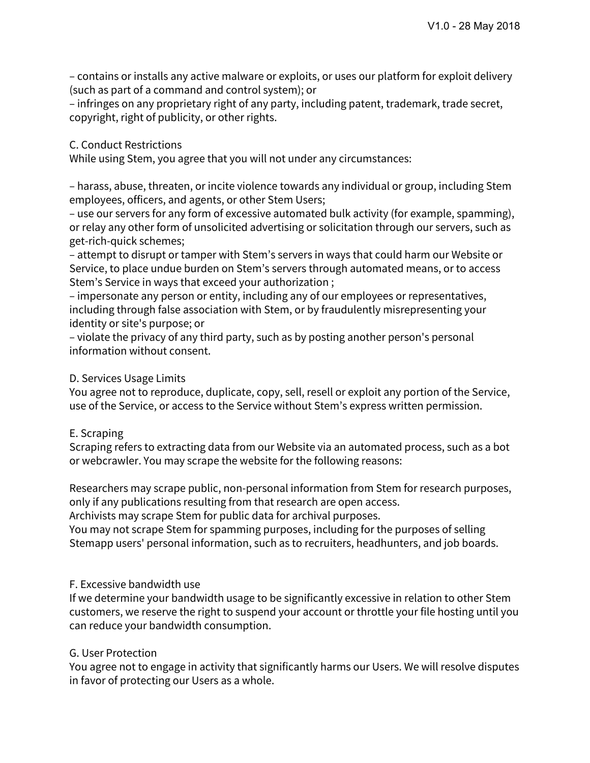– contains or installs any active malware or exploits, or uses our platform for exploit delivery (such as part of a command and control system); or
– infringes on any proprietary right of any party, including patent, trademark, trade secret, copyright, right of publicity, or other rights.

C. Conduct Restrictions
While using Stem, you agree that you will not under any circumstances:

– harass, abuse, threaten, or incite violence towards any individual or group, including Stem employees, officers, and agents, or other Stem Users;
– use our servers for any form of excessive automated bulk activity (for example, spamming), or relay any other form of unsolicited advertising or solicitation through our servers, such as get-rich-quick schemes;
– attempt to disrupt or tamper with Stem's servers in ways that could harm our Website or Service, to place undue burden on Stem's servers through automated means, or to access Stem's Service in ways that exceed your authorization ;
– impersonate any person or entity, including any of our employees or representatives, including through false association with Stem, or by fraudulently misrepresenting your identity or site's purpose; or
– violate the privacy of any third party, such as by posting another person's personal information without consent.

D. Services Usage Limits
You agree not to reproduce, duplicate, copy, sell, resell or exploit any portion of the Service, use of the Service, or access to the Service without Stem's express written permission.

E. Scraping
Scraping refers to extracting data from our Website via an automated process, such as a bot or webcrawler. You may scrape the website for the following reasons:

Researchers may scrape public, non-personal information from Stem for research purposes, only if any publications resulting from that research are open access.
Archivists may scrape Stem for public data for archival purposes.
You may not scrape Stem for spamming purposes, including for the purposes of selling Stemapp users' personal information, such as to recruiters, headhunters, and job boards.

F. Excessive bandwidth use
If we determine your bandwidth usage to be significantly excessive in relation to other Stem customers, we reserve the right to suspend your account or throttle your file hosting until you can reduce your bandwidth consumption.

G. User Protection
You agree not to engage in activity that significantly harms our Users. We will resolve disputes in favor of protecting our Users as a whole.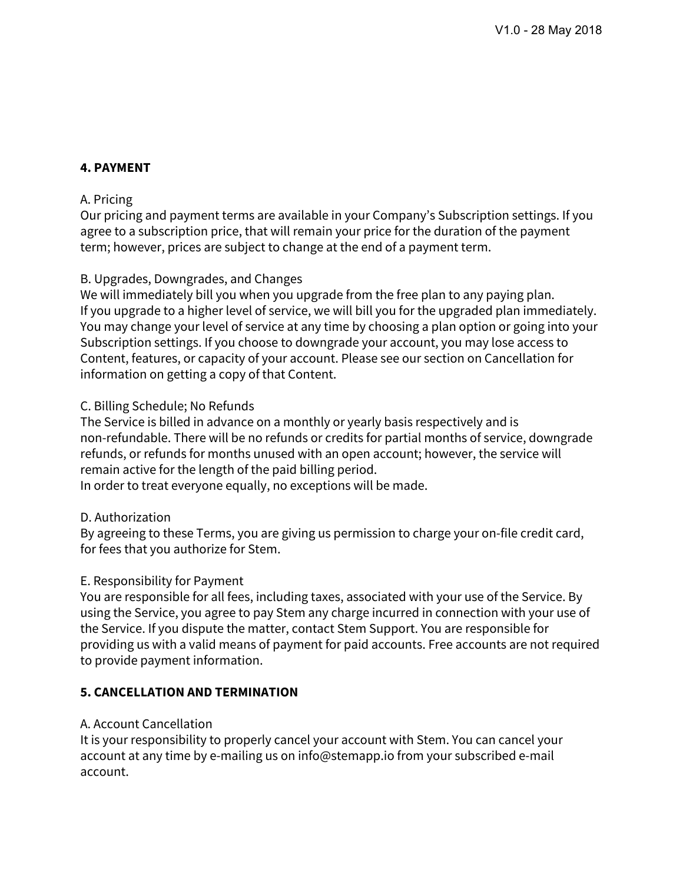## 4. PAYMENT

A. Pricing
Our pricing and payment terms are available in your Company's Subscription settings. If you agree to a subscription price, that will remain your price for the duration of the payment term; however, prices are subject to change at the end of a payment term.

B. Upgrades, Downgrades, and Changes
We will immediately bill you when you upgrade from the free plan to any paying plan.
If you upgrade to a higher level of service, we will bill you for the upgraded plan immediately.
You may change your level of service at any time by choosing a plan option or going into your Subscription settings. If you choose to downgrade your account, you may lose access to Content, features, or capacity of your account. Please see our section on Cancellation for information on getting a copy of that Content.

C. Billing Schedule; No Refunds
The Service is billed in advance on a monthly or yearly basis respectively and is non-refundable. There will be no refunds or credits for partial months of service, downgrade refunds, or refunds for months unused with an open account; however, the service will remain active for the length of the paid billing period.
In order to treat everyone equally, no exceptions will be made.

D. Authorization
By agreeing to these Terms, you are giving us permission to charge your on-file credit card, for fees that you authorize for Stem.

E. Responsibility for Payment
You are responsible for all fees, including taxes, associated with your use of the Service. By using the Service, you agree to pay Stem any charge incurred in connection with your use of the Service. If you dispute the matter, contact Stem Support. You are responsible for providing us with a valid means of payment for paid accounts. Free accounts are not required to provide payment information.

## 5. CANCELLATION AND TERMINATION

A. Account Cancellation
It is your responsibility to properly cancel your account with Stem. You can cancel your account at any time by e-mailing us on info@stemapp.io from your subscribed e-mail account.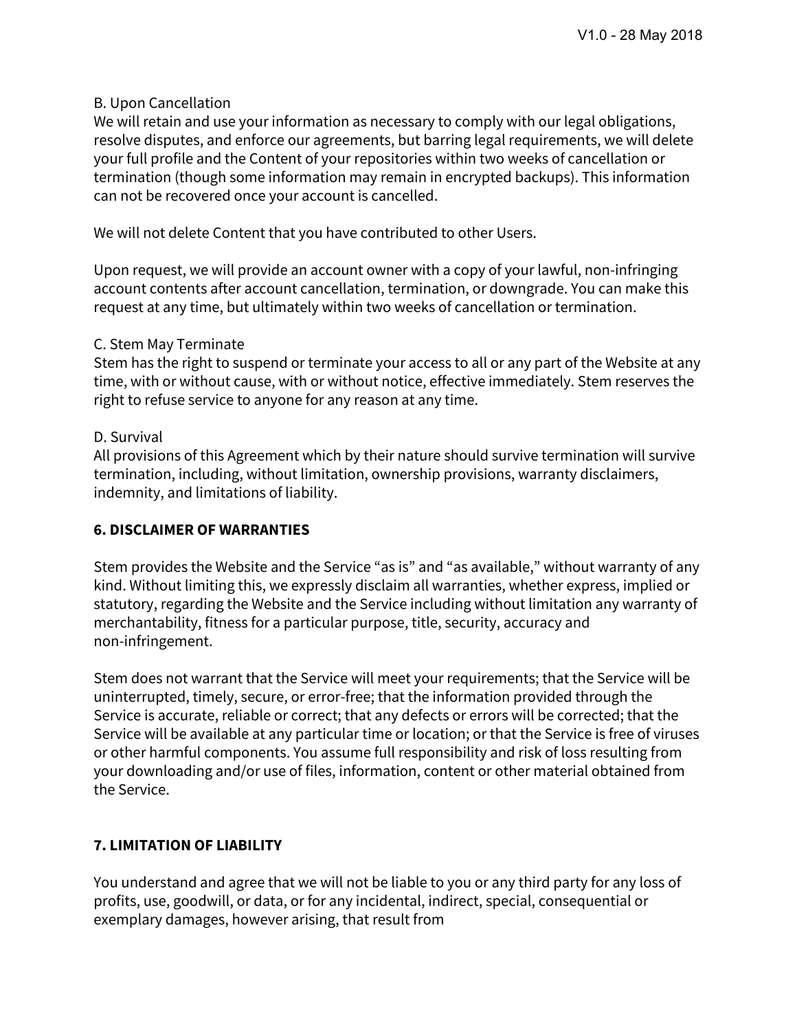B. Upon Cancellation
We will retain and use your information as necessary to comply with our legal obligations, resolve disputes, and enforce our agreements, but barring legal requirements, we will delete your full profile and the Content of your repositories within two weeks of cancellation or termination (though some information may remain in encrypted backups). This information can not be recovered once your account is cancelled.

We will not delete Content that you have contributed to other Users.

Upon request, we will provide an account owner with a copy of your lawful, non-infringing account contents after account cancellation, termination, or downgrade. You can make this request at any time, but ultimately within two weeks of cancellation or termination.

C. Stem May Terminate
Stem has the right to suspend or terminate your access to all or any part of the Website at any time, with or without cause, with or without notice, effective immediately. Stem reserves the right to refuse service to anyone for any reason at any time.

D. Survival
All provisions of this Agreement which by their nature should survive termination will survive termination, including, without limitation, ownership provisions, warranty disclaimers, indemnity, and limitations of liability.

**6. DISCLAIMER OF WARRANTIES**

Stem provides the Website and the Service “as is” and “as available,” without warranty of any kind. Without limiting this, we expressly disclaim all warranties, whether express, implied or statutory, regarding the Website and the Service including without limitation any warranty of merchantability, fitness for a particular purpose, title, security, accuracy and non-infringement.

Stem does not warrant that the Service will meet your requirements; that the Service will be uninterrupted, timely, secure, or error-free; that the information provided through the Service is accurate, reliable or correct; that any defects or errors will be corrected; that the Service will be available at any particular time or location; or that the Service is free of viruses or other harmful components. You assume full responsibility and risk of loss resulting from your downloading and/or use of files, information, content or other material obtained from the Service.

**7. LIMITATION OF LIABILITY**

You understand and agree that we will not be liable to you or any third party for any loss of profits, use, goodwill, or data, or for any incidental, indirect, special, consequential or exemplary damages, however arising, that result from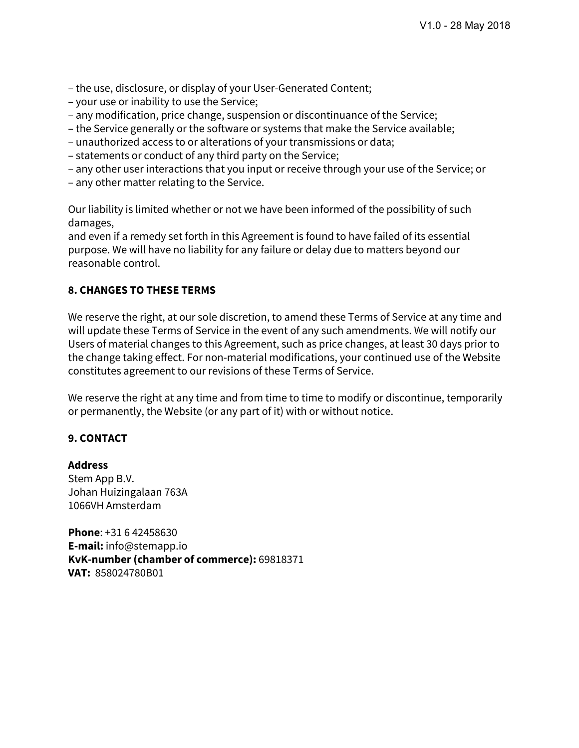– the use, disclosure, or display of your User-Generated Content;
– your use or inability to use the Service;
– any modification, price change, suspension or discontinuance of the Service;
– the Service generally or the software or systems that make the Service available;
– unauthorized access to or alterations of your transmissions or data;
– statements or conduct of any third party on the Service;
– any other user interactions that you input or receive through your use of the Service; or
– any other matter relating to the Service.

Our liability is limited whether or not we have been informed of the possibility of such damages,
and even if a remedy set forth in this Agreement is found to have failed of its essential purpose. We will have no liability for any failure or delay due to matters beyond our reasonable control.

**8. CHANGES TO THESE TERMS**

We reserve the right, at our sole discretion, to amend these Terms of Service at any time and will update these Terms of Service in the event of any such amendments. We will notify our Users of material changes to this Agreement, such as price changes, at least 30 days prior to the change taking effect. For non-material modifications, your continued use of the Website constitutes agreement to our revisions of these Terms of Service.

We reserve the right at any time and from time to time to modify or discontinue, temporarily or permanently, the Website (or any part of it) with or without notice.

**9. CONTACT**

**Address**
Stem App B.V.
Johan Huizingalaan 763A
1066VH Amsterdam

**Phone**: +31 6 42458630
**E-mail:** info@stemapp.io
**KvK-number (chamber of commerce):** 69818371
**VAT:** 858024780B01